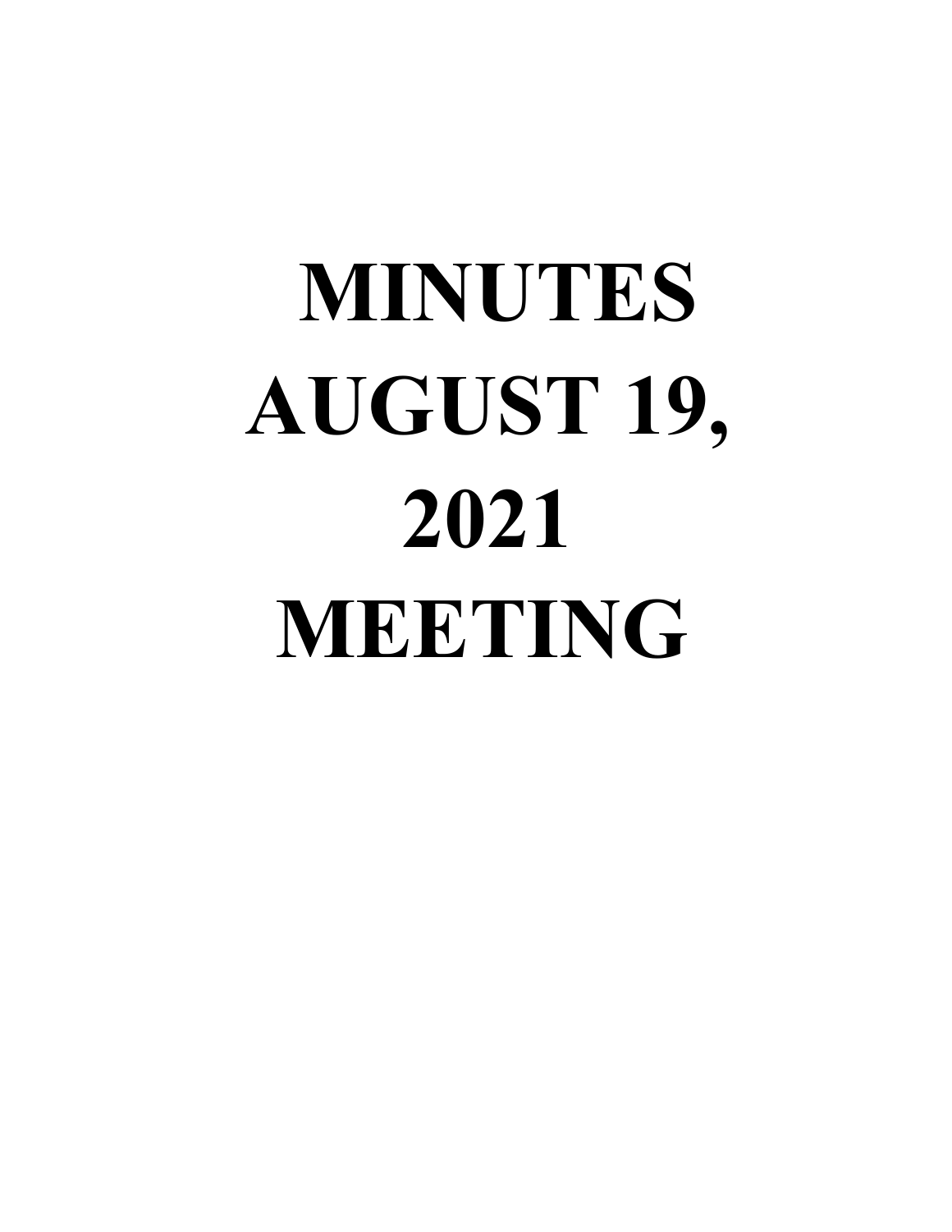# MINUTES AUGUST 19, 2021 MEETING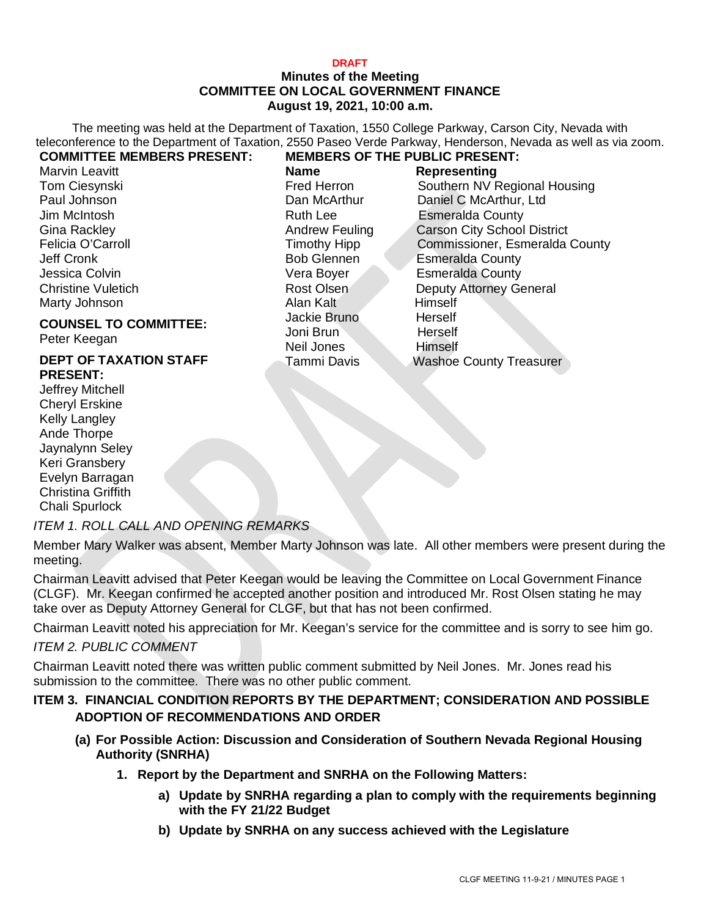**DRAFT**

**Minutes of the Meeting**
**COMMITTEE ON LOCAL GOVERNMENT FINANCE**
**August 19, 2021, 10:00 a.m.**

The meeting was held at the Department of Taxation, 1550 College Parkway, Carson City, Nevada with teleconference to the Department of Taxation, 2550 Paseo Verde Parkway, Henderson, Nevada as well as via zoom.

**COMMITTEE MEMBERS PRESENT:**

Marvin Leavitt
Tom Ciesynski
Paul Johnson
Jim McIntosh
Gina Rackley
Felicia O'Carroll
Jeff Cronk
Jessica Colvin
Christine Vuletich
Marty Johnson

**COUNSEL TO COMMITTEE:**

Peter Keegan

**DEPT OF TAXATION STAFF PRESENT:**

Jeffrey Mitchell
Cheryl Erskine
Kelly Langley
Ande Thorpe
Jaynalynn Seley
Keri Gransbery
Evelyn Barragan
Christina Griffith
Chali Spurlock

**MEMBERS OF THE PUBLIC PRESENT:**

| Name | Representing |
|---|---|
| Fred Herron | Southern NV Regional Housing |
| Dan McArthur | Daniel C McArthur, Ltd |
| Ruth Lee | Esmeralda County |
| Andrew Feuling | Carson City School District |
| Timothy Hipp | Commissioner, Esmeralda County |
| Bob Glennen | Esmeralda County |
| Vera Boyer | Esmeralda County |
| Rost Olsen | Deputy Attorney General |
| Alan Kalt | Himself |
| Jackie Bruno | Herself |
| Joni Brun | Herself |
| Neil Jones | Himself |
| Tammi Davis | Washoe County Treasurer |

*ITEM 1. ROLL CALL AND OPENING REMARKS*

Member Mary Walker was absent, Member Marty Johnson was late. All other members were present during the meeting.

Chairman Leavitt advised that Peter Keegan would be leaving the Committee on Local Government Finance (CLGF). Mr. Keegan confirmed he accepted another position and introduced Mr. Rost Olsen stating he may take over as Deputy Attorney General for CLGF, but that has not been confirmed.

Chairman Leavitt noted his appreciation for Mr. Keegan's service for the committee and is sorry to see him go.

*ITEM 2. PUBLIC COMMENT*

Chairman Leavitt noted there was written public comment submitted by Neil Jones. Mr. Jones read his submission to the committee. There was no other public comment.

**ITEM 3. FINANCIAL CONDITION REPORTS BY THE DEPARTMENT; CONSIDERATION AND POSSIBLE ADOPTION OF RECOMMENDATIONS AND ORDER**

**(a) For Possible Action: Discussion and Consideration of Southern Nevada Regional Housing Authority (SNRHA)**

**1. Report by the Department and SNRHA on the Following Matters:**

**a) Update by SNRHA regarding a plan to comply with the requirements beginning with the FY 21/22 Budget**

**b) Update by SNRHA on any success achieved with the Legislature**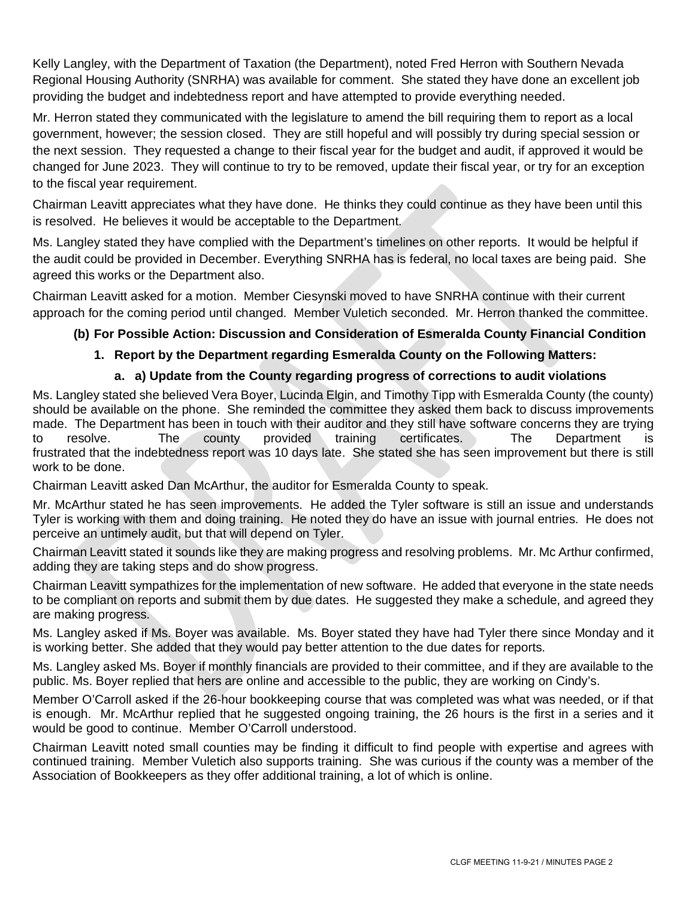Kelly Langley, with the Department of Taxation (the Department), noted Fred Herron with Southern Nevada Regional Housing Authority (SNRHA) was available for comment. She stated they have done an excellent job providing the budget and indebtedness report and have attempted to provide everything needed.

Mr. Herron stated they communicated with the legislature to amend the bill requiring them to report as a local government, however; the session closed. They are still hopeful and will possibly try during special session or the next session. They requested a change to their fiscal year for the budget and audit, if approved it would be changed for June 2023. They will continue to try to be removed, update their fiscal year, or try for an exception to the fiscal year requirement.

Chairman Leavitt appreciates what they have done. He thinks they could continue as they have been until this is resolved. He believes it would be acceptable to the Department.

Ms. Langley stated they have complied with the Department's timelines on other reports. It would be helpful if the audit could be provided in December. Everything SNRHA has is federal, no local taxes are being paid. She agreed this works or the Department also.

Chairman Leavitt asked for a motion. Member Ciesynski moved to have SNRHA continue with their current approach for the coming period until changed. Member Vuletich seconded. Mr. Herron thanked the committee.

**(b) For Possible Action: Discussion and Consideration of Esmeralda County Financial Condition**

**1. Report by the Department regarding Esmeralda County on the Following Matters:**

**a. a) Update from the County regarding progress of corrections to audit violations**

Ms. Langley stated she believed Vera Boyer, Lucinda Elgin, and Timothy Tipp with Esmeralda County (the county) should be available on the phone. She reminded the committee they asked them back to discuss improvements made. The Department has been in touch with their auditor and they still have software concerns they are trying to resolve. The county provided training certificates. The Department is frustrated that the indebtedness report was 10 days late. She stated she has seen improvement but there is still work to be done.

Chairman Leavitt asked Dan McArthur, the auditor for Esmeralda County to speak.

Mr. McArthur stated he has seen improvements. He added the Tyler software is still an issue and understands Tyler is working with them and doing training. He noted they do have an issue with journal entries. He does not perceive an untimely audit, but that will depend on Tyler.

Chairman Leavitt stated it sounds like they are making progress and resolving problems. Mr. Mc Arthur confirmed, adding they are taking steps and do show progress.

Chairman Leavitt sympathizes for the implementation of new software. He added that everyone in the state needs to be compliant on reports and submit them by due dates. He suggested they make a schedule, and agreed they are making progress.

Ms. Langley asked if Ms. Boyer was available. Ms. Boyer stated they have had Tyler there since Monday and it is working better. She added that they would pay better attention to the due dates for reports.

Ms. Langley asked Ms. Boyer if monthly financials are provided to their committee, and if they are available to the public. Ms. Boyer replied that hers are online and accessible to the public, they are working on Cindy's.

Member O'Carroll asked if the 26-hour bookkeeping course that was completed was what was needed, or if that is enough. Mr. McArthur replied that he suggested ongoing training, the 26 hours is the first in a series and it would be good to continue. Member O'Carroll understood.

Chairman Leavitt noted small counties may be finding it difficult to find people with expertise and agrees with continued training. Member Vuletich also supports training. She was curious if the county was a member of the Association of Bookkeepers as they offer additional training, a lot of which is online.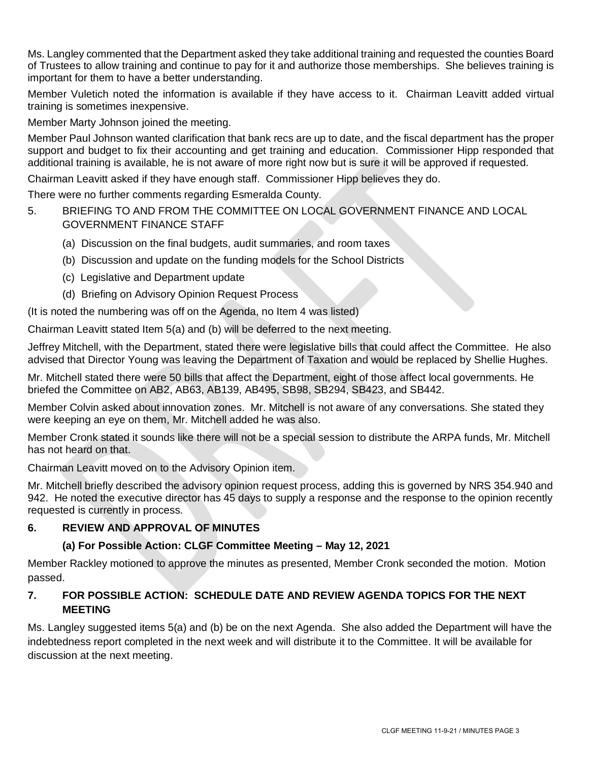Ms. Langley commented that the Department asked they take additional training and requested the counties Board of Trustees to allow training and continue to pay for it and authorize those memberships. She believes training is important for them to have a better understanding.

Member Vuletich noted the information is available if they have access to it. Chairman Leavitt added virtual training is sometimes inexpensive.

Member Marty Johnson joined the meeting.

Member Paul Johnson wanted clarification that bank recs are up to date, and the fiscal department has the proper support and budget to fix their accounting and get training and education. Commissioner Hipp responded that additional training is available, he is not aware of more right now but is sure it will be approved if requested.

Chairman Leavitt asked if they have enough staff. Commissioner Hipp believes they do.

There were no further comments regarding Esmeralda County.

5. BRIEFING TO AND FROM THE COMMITTEE ON LOCAL GOVERNMENT FINANCE AND LOCAL GOVERNMENT FINANCE STAFF

   (a) Discussion on the final budgets, audit summaries, and room taxes

   (b) Discussion and update on the funding models for the School Districts

   (c) Legislative and Department update

   (d) Briefing on Advisory Opinion Request Process

(It is noted the numbering was off on the Agenda, no Item 4 was listed)

Chairman Leavitt stated Item 5(a) and (b) will be deferred to the next meeting.

Jeffrey Mitchell, with the Department, stated there were legislative bills that could affect the Committee. He also advised that Director Young was leaving the Department of Taxation and would be replaced by Shellie Hughes.

Mr. Mitchell stated there were 50 bills that affect the Department, eight of those affect local governments. He briefed the Committee on AB2, AB63, AB139, AB495, SB98, SB294, SB423, and SB442.

Member Colvin asked about innovation zones. Mr. Mitchell is not aware of any conversations. She stated they were keeping an eye on them, Mr. Mitchell added he was also.

Member Cronk stated it sounds like there will not be a special session to distribute the ARPA funds, Mr. Mitchell has not heard on that.

Chairman Leavitt moved on to the Advisory Opinion item.

Mr. Mitchell briefly described the advisory opinion request process, adding this is governed by NRS 354.940 and 942. He noted the executive director has 45 days to supply a response and the response to the opinion recently requested is currently in process.

## 6. REVIEW AND APPROVAL OF MINUTES

### (a) For Possible Action: CLGF Committee Meeting – May 12, 2021

Member Rackley motioned to approve the minutes as presented, Member Cronk seconded the motion. Motion passed.

## 7. FOR POSSIBLE ACTION: SCHEDULE DATE AND REVIEW AGENDA TOPICS FOR THE NEXT MEETING

Ms. Langley suggested items 5(a) and (b) be on the next Agenda. She also added the Department will have the indebtedness report completed in the next week and will distribute it to the Committee. It will be available for discussion at the next meeting.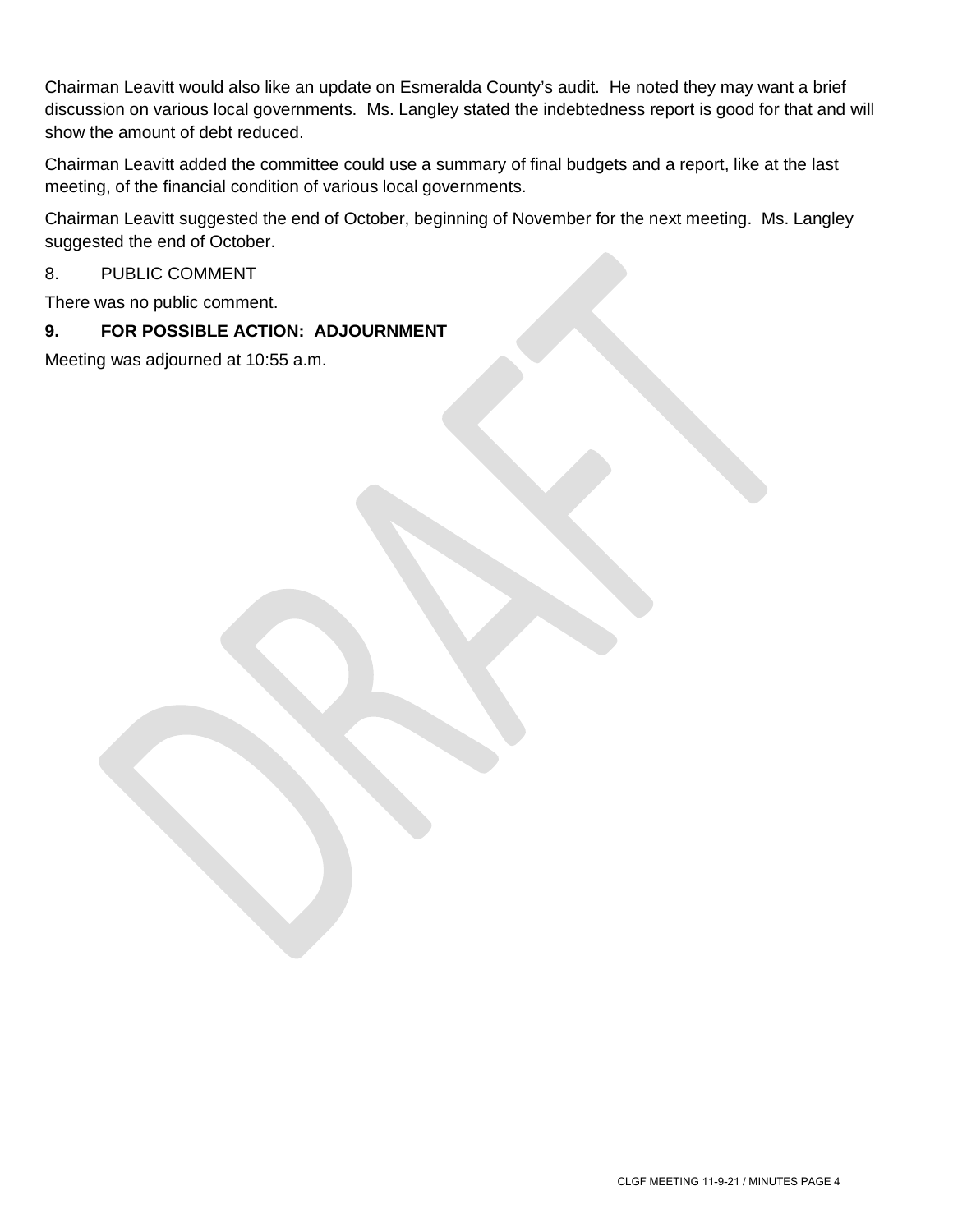Chairman Leavitt would also like an update on Esmeralda County's audit. He noted they may want a brief discussion on various local governments. Ms. Langley stated the indebtedness report is good for that and will show the amount of debt reduced.

Chairman Leavitt added the committee could use a summary of final budgets and a report, like at the last meeting, of the financial condition of various local governments.

Chairman Leavitt suggested the end of October, beginning of November for the next meeting. Ms. Langley suggested the end of October.

8. PUBLIC COMMENT

There was no public comment.

**9. FOR POSSIBLE ACTION: ADJOURNMENT**

Meeting was adjourned at 10:55 a.m.